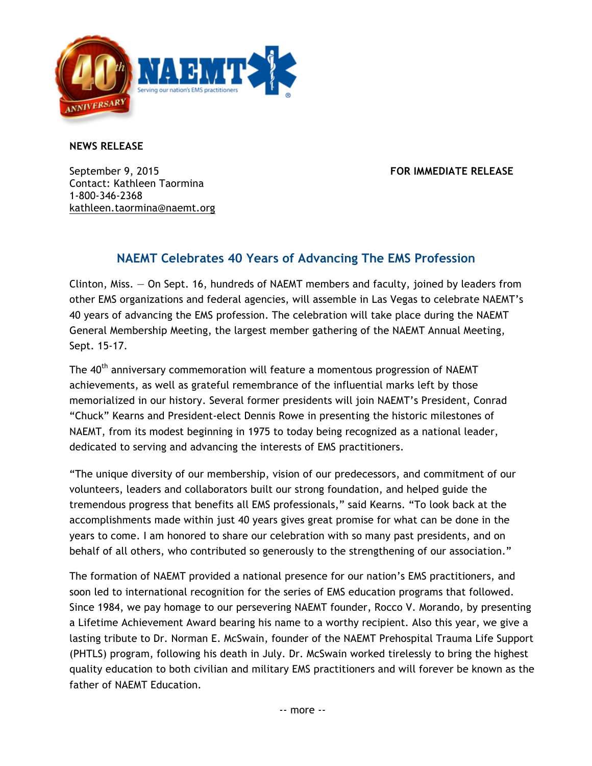**NEWS RELEASE**

September 9, 2015
Contact: Kathleen Taormina
1-800-346-2368
kathleen.taormina@naemt.org

**FOR IMMEDIATE RELEASE**

## NAEMT Celebrates 40 Years of Advancing The EMS Profession

Clinton, Miss. — On Sept. 16, hundreds of NAEMT members and faculty, joined by leaders from other EMS organizations and federal agencies, will assemble in Las Vegas to celebrate NAEMT's 40 years of advancing the EMS profession. The celebration will take place during the NAEMT General Membership Meeting, the largest member gathering of the NAEMT Annual Meeting, Sept. 15-17.

The 40th anniversary commemoration will feature a momentous progression of NAEMT achievements, as well as grateful remembrance of the influential marks left by those memorialized in our history. Several former presidents will join NAEMT's President, Conrad "Chuck" Kearns and President-elect Dennis Rowe in presenting the historic milestones of NAEMT, from its modest beginning in 1975 to today being recognized as a national leader, dedicated to serving and advancing the interests of EMS practitioners.

"The unique diversity of our membership, vision of our predecessors, and commitment of our volunteers, leaders and collaborators built our strong foundation, and helped guide the tremendous progress that benefits all EMS professionals," said Kearns. "To look back at the accomplishments made within just 40 years gives great promise for what can be done in the years to come. I am honored to share our celebration with so many past presidents, and on behalf of all others, who contributed so generously to the strengthening of our association."

The formation of NAEMT provided a national presence for our nation's EMS practitioners, and soon led to international recognition for the series of EMS education programs that followed. Since 1984, we pay homage to our persevering NAEMT founder, Rocco V. Morando, by presenting a Lifetime Achievement Award bearing his name to a worthy recipient. Also this year, we give a lasting tribute to Dr. Norman E. McSwain, founder of the NAEMT Prehospital Trauma Life Support (PHTLS) program, following his death in July. Dr. McSwain worked tirelessly to bring the highest quality education to both civilian and military EMS practitioners and will forever be known as the father of NAEMT Education.

-- more --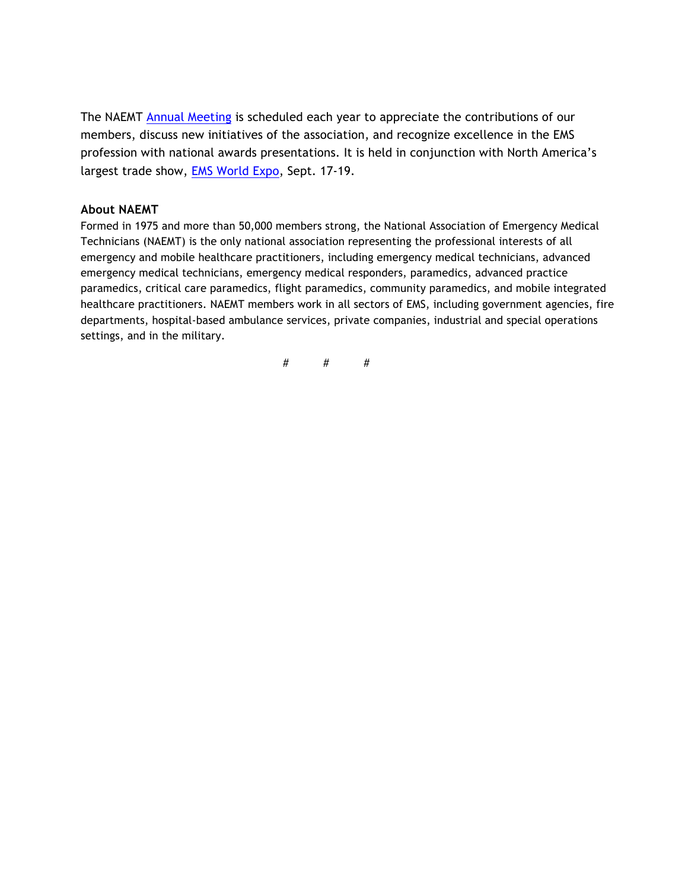The NAEMT Annual Meeting is scheduled each year to appreciate the contributions of our members, discuss new initiatives of the association, and recognize excellence in the EMS profession with national awards presentations. It is held in conjunction with North America's largest trade show, EMS World Expo, Sept. 17-19.

**About NAEMT**

Formed in 1975 and more than 50,000 members strong, the National Association of Emergency Medical Technicians (NAEMT) is the only national association representing the professional interests of all emergency and mobile healthcare practitioners, including emergency medical technicians, advanced emergency medical technicians, emergency medical responders, paramedics, advanced practice paramedics, critical care paramedics, flight paramedics, community paramedics, and mobile integrated healthcare practitioners. NAEMT members work in all sectors of EMS, including government agencies, fire departments, hospital-based ambulance services, private companies, industrial and special operations settings, and in the military.

# # #